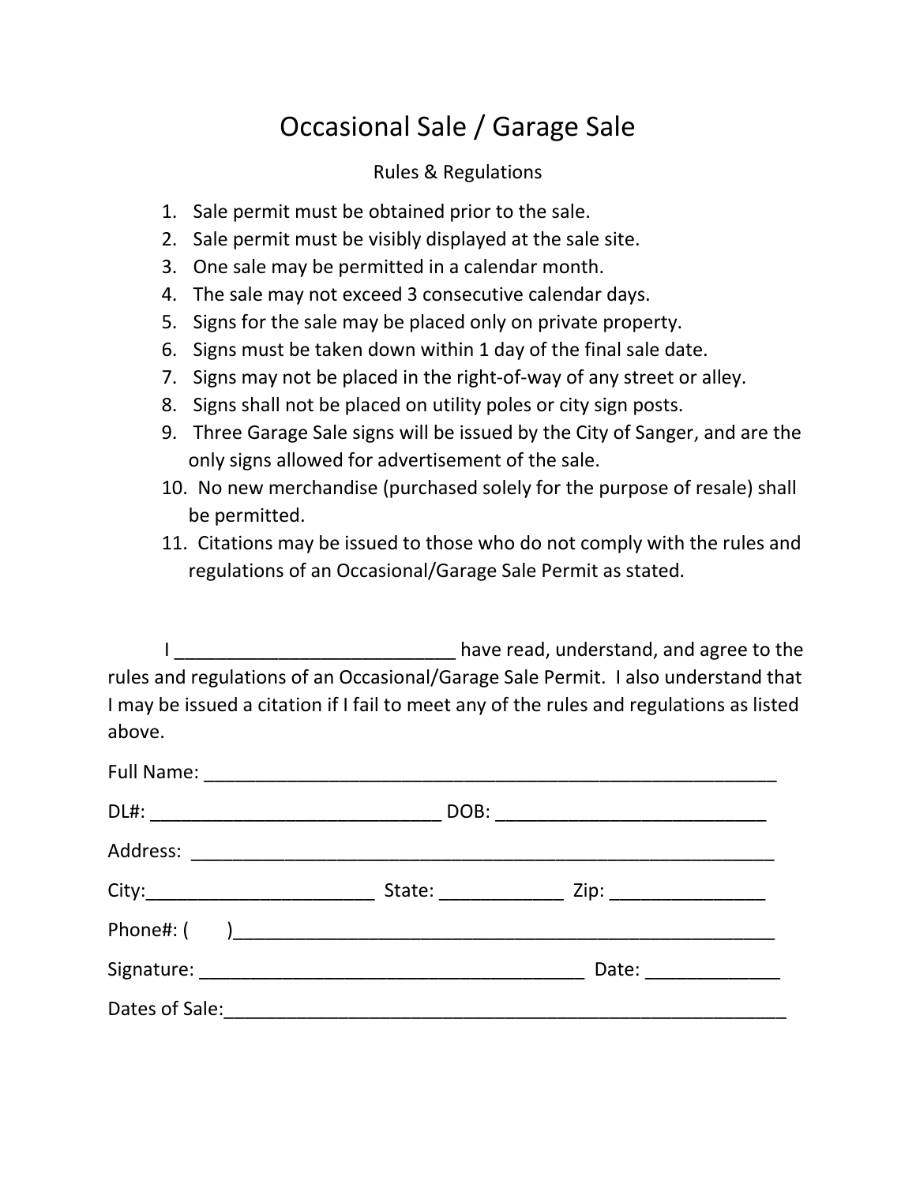# Occasional Sale / Garage Sale

## Rules & Regulations

1. Sale permit must be obtained prior to the sale.
2. Sale permit must be visibly displayed at the sale site.
3. One sale may be permitted in a calendar month.
4. The sale may not exceed 3 consecutive calendar days.
5. Signs for the sale may be placed only on private property.
6. Signs must be taken down within 1 day of the final sale date.
7. Signs may not be placed in the right-of-way of any street or alley.
8. Signs shall not be placed on utility poles or city sign posts.
9. Three Garage Sale signs will be issued by the City of Sanger, and are the only signs allowed for advertisement of the sale.
10. No new merchandise (purchased solely for the purpose of resale) shall be permitted.
11. Citations may be issued to those who do not comply with the rules and regulations of an Occasional/Garage Sale Permit as stated.

I ___________________________ have read, understand, and agree to the rules and regulations of an Occasional/Garage Sale Permit. I also understand that I may be issued a citation if I fail to meet any of the rules and regulations as listed above.

Full Name: _______________________________________________________

DL#: ____________________________ DOB: _________________________

Address: ________________________________________________________

City:______________________ State: ____________ Zip: _______________

Phone#: (      )______________________________________________________

Signature: _____________________________________ Date: _____________

Dates of Sale:_____________________________________________________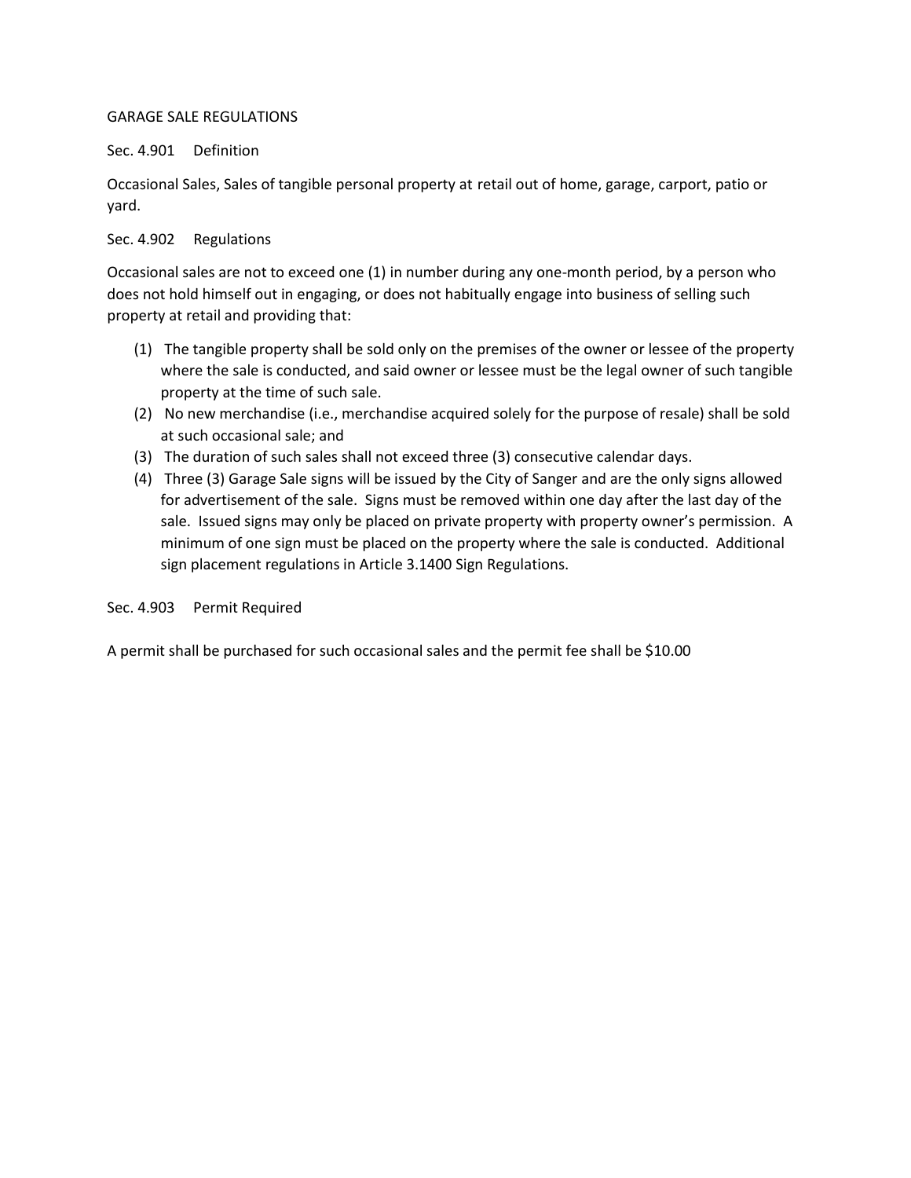# GARAGE SALE REGULATIONS

## Sec. 4.901 Definition

Occasional Sales, Sales of tangible personal property at retail out of home, garage, carport, patio or yard.

## Sec. 4.902 Regulations

Occasional sales are not to exceed one (1) in number during any one-month period, by a person who does not hold himself out in engaging, or does not habitually engage into business of selling such property at retail and providing that:

(1) The tangible property shall be sold only on the premises of the owner or lessee of the property where the sale is conducted, and said owner or lessee must be the legal owner of such tangible property at the time of such sale.

(2) No new merchandise (i.e., merchandise acquired solely for the purpose of resale) shall be sold at such occasional sale; and

(3) The duration of such sales shall not exceed three (3) consecutive calendar days.

(4) Three (3) Garage Sale signs will be issued by the City of Sanger and are the only signs allowed for advertisement of the sale. Signs must be removed within one day after the last day of the sale. Issued signs may only be placed on private property with property owner's permission. A minimum of one sign must be placed on the property where the sale is conducted. Additional sign placement regulations in Article 3.1400 Sign Regulations.

## Sec. 4.903 Permit Required

A permit shall be purchased for such occasional sales and the permit fee shall be $10.00